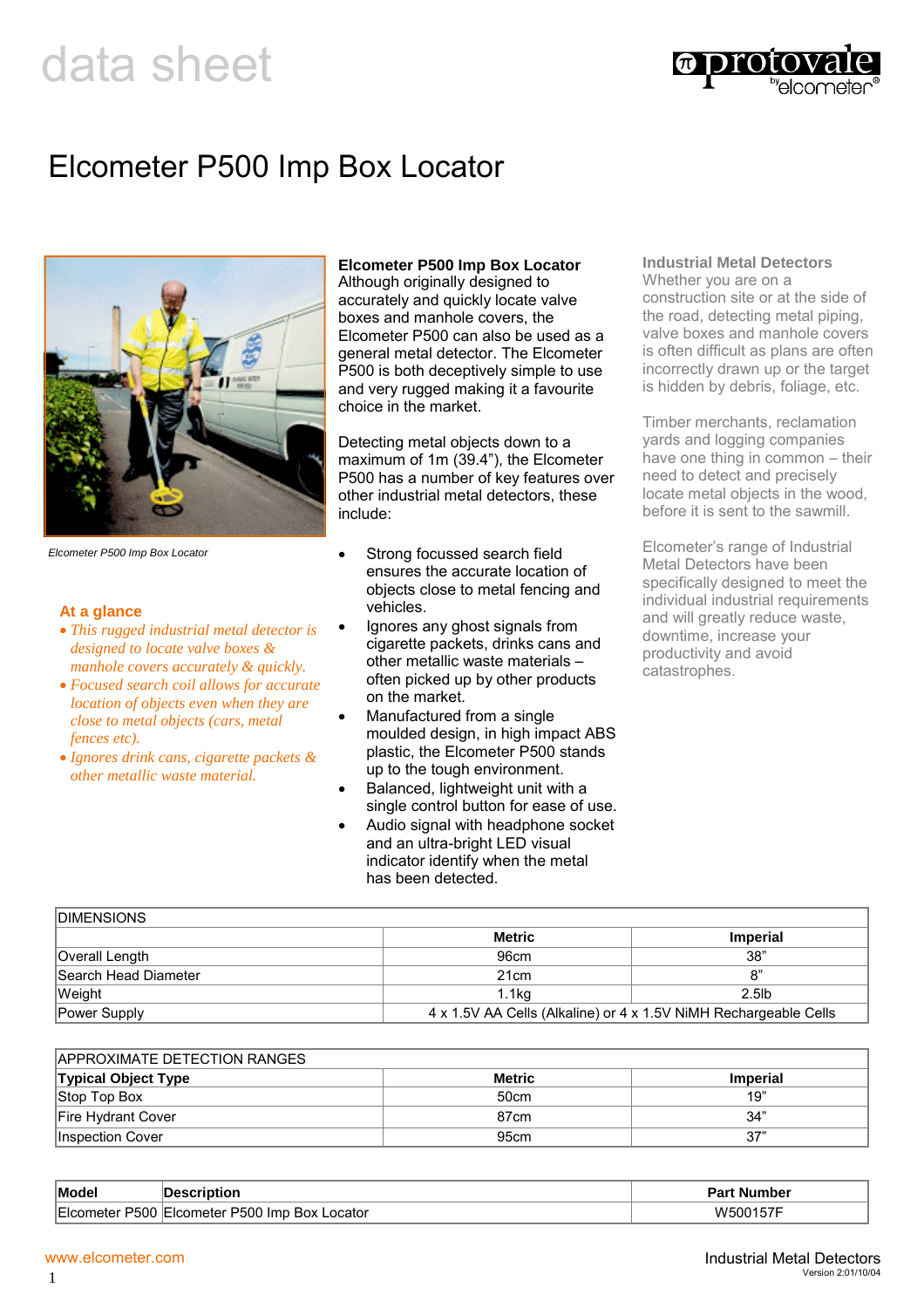data sheet

# Elcometer P500 Imp Box Locator

Elcometer P500 Imp Box Locator

## At a glance

- *This rugged industrial metal detector is designed to locate valve boxes & manhole covers accurately & quickly.*
- *Focused search coil allows for accurate location of objects even when they are close to metal objects (cars, metal fences etc).*
- *Ignores drink cans, cigarette packets & other metallic waste material.*

**Elcometer P500 Imp Box Locator**
Although originally designed to accurately and quickly locate valve boxes and manhole covers, the Elcometer P500 can also be used as a general metal detector. The Elcometer P500 is both deceptively simple to use and very rugged making it a favourite choice in the market.

Detecting metal objects down to a maximum of 1m (39.4"), the Elcometer P500 has a number of key features over other industrial metal detectors, these include:

- Strong focussed search field ensures the accurate location of objects close to metal fencing and vehicles.
- Ignores any ghost signals from cigarette packets, drinks cans and other metallic waste materials – often picked up by other products on the market.
- Manufactured from a single moulded design, in high impact ABS plastic, the Elcometer P500 stands up to the tough environment.
- Balanced, lightweight unit with a single control button for ease of use.
- Audio signal with headphone socket and an ultra-bright LED visual indicator identify when the metal has been detected.

**Industrial Metal Detectors**
Whether you are on a construction site or at the side of the road, detecting metal piping, valve boxes and manhole covers is often difficult as plans are often incorrectly drawn up or the target is hidden by debris, foliage, etc.

Timber merchants, reclamation yards and logging companies have one thing in common – their need to detect and precisely locate metal objects in the wood, before it is sent to the sawmill.

Elcometer's range of Industrial Metal Detectors have been specifically designed to meet the individual industrial requirements and will greatly reduce waste, downtime, increase your productivity and avoid catastrophes.

| DIMENSIONS | | |
|---|---|---|
| | **Metric** | **Imperial** |
| Overall Length | 96cm | 38" |
| Search Head Diameter | 21cm | 8" |
| Weight | 1.1kg | 2.5lb |
| Power Supply | 4 x 1.5V AA Cells (Alkaline) or 4 x 1.5V NiMH Rechargeable Cells | |

| APPROXIMATE DETECTION RANGES | | |
|---|---|---|
| **Typical Object Type** | **Metric** | **Imperial** |
| Stop Top Box | 50cm | 19" |
| Fire Hydrant Cover | 87cm | 34" |
| Inspection Cover | 95cm | 37" |

| Model | Description | Part Number |
|---|---|---|
| Elcometer P500 | Elcometer P500 Imp Box Locator | W500157F |

www.elcometer.com

Industrial Metal Detectors
Version 2:01/10/04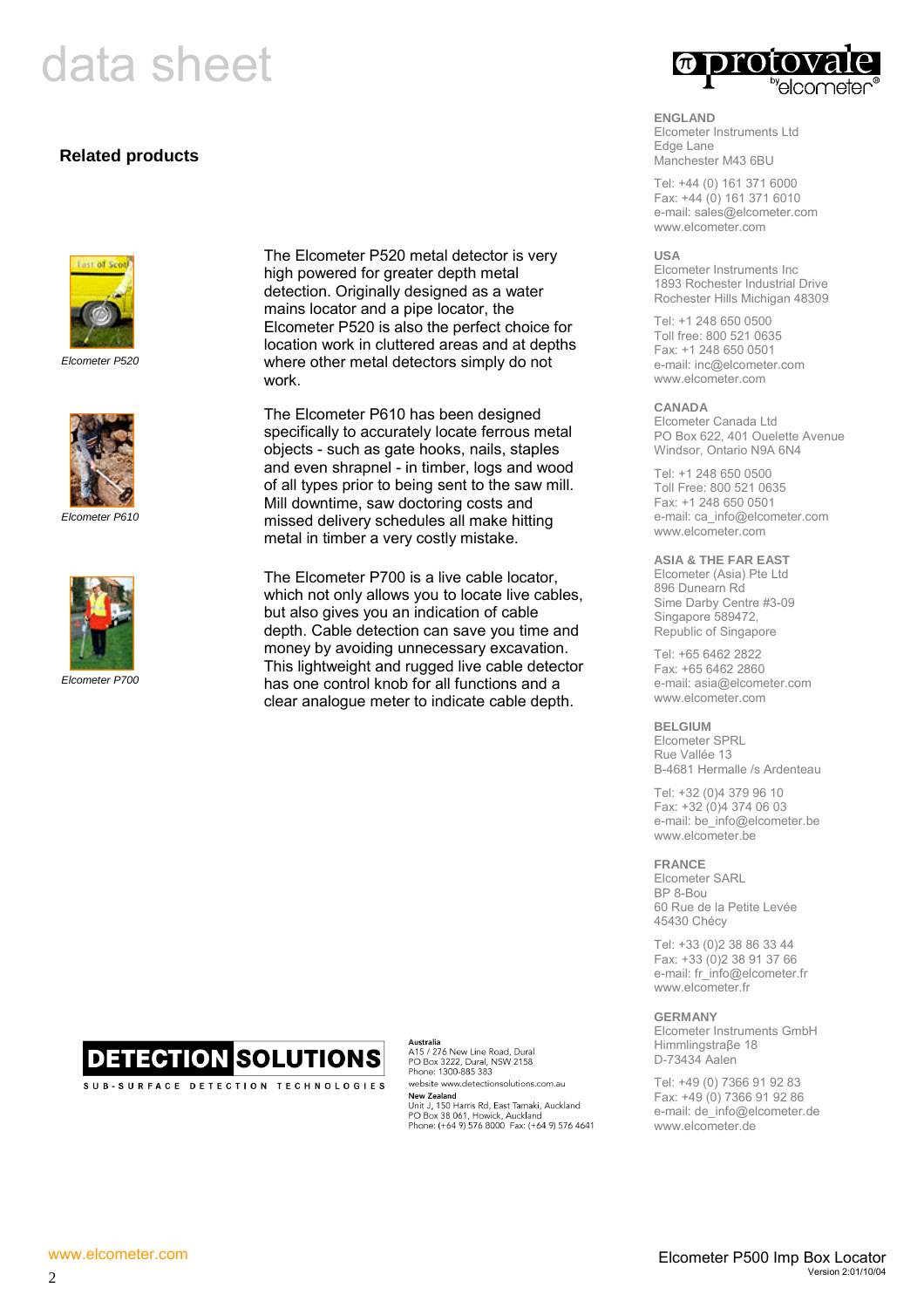# data sheet

## Related products

*Elcometer P520*

The Elcometer P520 metal detector is very high powered for greater depth metal detection. Originally designed as a water mains locator and a pipe locator, the Elcometer P520 is also the perfect choice for location work in cluttered areas and at depths where other metal detectors simply do not work.

*Elcometer P610*

The Elcometer P610 has been designed specifically to accurately locate ferrous metal objects - such as gate hooks, nails, staples and even shrapnel - in timber, logs and wood of all types prior to being sent to the saw mill. Mill downtime, saw doctoring costs and missed delivery schedules all make hitting metal in timber a very costly mistake.

*Elcometer P700*

The Elcometer P700 is a live cable locator, which not only allows you to locate live cables, but also gives you an indication of cable depth. Cable detection can save you time and money by avoiding unnecessary excavation. This lightweight and rugged live cable detector has one control knob for all functions and a clear analogue meter to indicate cable depth.

**DETECTION SOLUTIONS**
SUB-SURFACE DETECTION TECHNOLOGIES

**Australia**
A15 / 276 New Line Road, Dural
PO Box 3222, Dural, NSW 2158
Phone: 1300-885 383
website www.detectionsolutions.com.au

**New Zealand**
Unit J, 150 Harris Rd, East Tamaki, Auckland
PO Box 38 061, Howick, Auckland
Phone: (+64 9) 576 8000 Fax: (+64 9) 576 4641

protovale by elcometer

**ENGLAND**
Elcometer Instruments Ltd
Edge Lane
Manchester M43 6BU

Tel: +44 (0) 161 371 6000
Fax: +44 (0) 161 371 6010
e-mail: sales@elcometer.com
www.elcometer.com

**USA**
Elcometer Instruments Inc
1893 Rochester Industrial Drive
Rochester Hills Michigan 48309

Tel: +1 248 650 0500
Toll free: 800 521 0635
Fax: +1 248 650 0501
e-mail: inc@elcometer.com
www.elcometer.com

**CANADA**
Elcometer Canada Ltd
PO Box 622, 401 Ouelette Avenue
Windsor, Ontario N9A 6N4

Tel: +1 248 650 0500
Toll Free: 800 521 0635
Fax: +1 248 650 0501
e-mail: ca_info@elcometer.com
www.elcometer.com

**ASIA & THE FAR EAST**
Elcometer (Asia) Pte Ltd
896 Dunearn Rd
Sime Darby Centre #3-09
Singapore 589472,
Republic of Singapore

Tel: +65 6462 2822
Fax: +65 6462 2860
e-mail: asia@elcometer.com
www.elcometer.com

**BELGIUM**
Elcometer SPRL
Rue Vallée 13
B-4681 Hermalle /s Ardenteau

Tel: +32 (0)4 379 96 10
Fax: +32 (0)4 374 06 03
e-mail: be_info@elcometer.be
www.elcometer.be

**FRANCE**
Elcometer SARL
BP 8-Bou
60 Rue de la Petite Levée
45430 Chécy

Tel: +33 (0)2 38 86 33 44
Fax: +33 (0)2 38 91 37 66
e-mail: fr_info@elcometer.fr
www.elcometer.fr

**GERMANY**
Elcometer Instruments GmbH
Himmlingstraβe 18
D-73434 Aalen

Tel: +49 (0) 7366 91 92 83
Fax: +49 (0) 7366 91 92 86
e-mail: de_info@elcometer.de
www.elcometer.de

www.elcometer.com

Elcometer P500 Imp Box Locator
Version 2:01/10/04